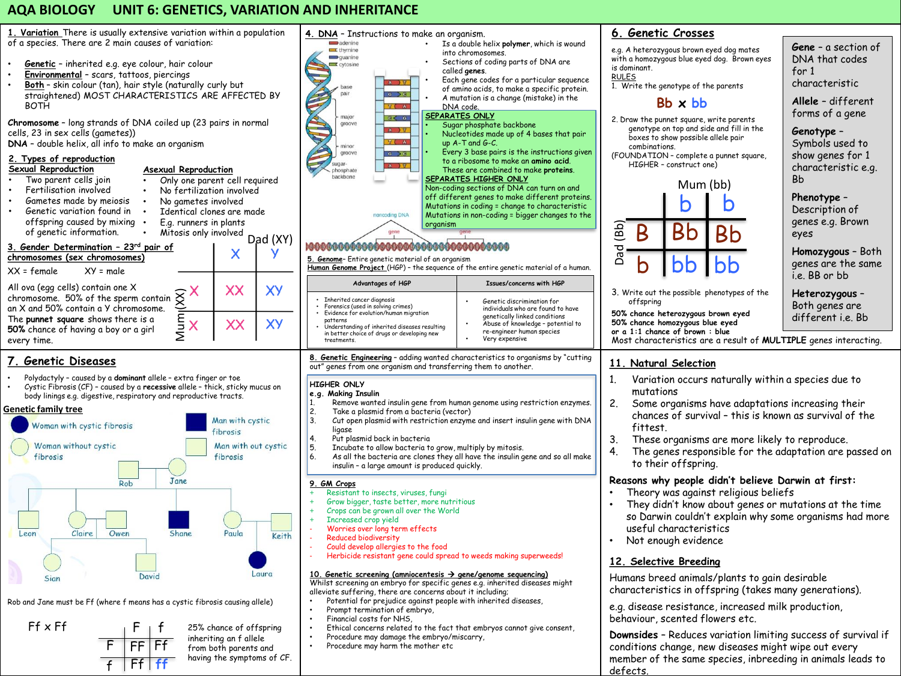# AQA BIOLOGY UNIT 6: GENETICS, VARIATION AND INHERITANCE

## 1. Variation

There is usually extensive variation within a population of a species. There are 2 main causes of variation:

- **Genetic** – inherited e.g. eye colour, hair colour
- **Environmental** – scars, tattoos, piercings
- **Both** – skin colour (tan), hair style (naturally curly but straightened) MOST CHARACTERISTICS ARE AFFECTED BY BOTH

**Chromosome** – long strands of DNA coiled up (23 pairs in normal cells, 23 in sex cells (gametes))

**DNA** – double helix, all info to make an organism

## 2. Types of reproduction

| Sexual Reproduction | Asexual Reproduction |
|---|---|
| Two parent cells join | Only one parent cell required |
| Fertilisation involved | No fertilization involved |
| Gametes made by meiosis | No gametes involved |
| Genetic variation found in offspring caused by mixing of genetic information. | Identical clones are made |
| | E.g. runners in plants |
| | Mitosis only involved |

## 3. Gender Determination – 23rd pair of chromosomes (sex chromosomes)

XX = female  XY = male

All ova (egg cells) contain one X chromosome. 50% of the sperm contain an X and 50% contain a Y chromosome.

The **punnet square** shows there is a **50%** chance of having a boy or a girl every time.

| Mum (XX) \ Dad (XY) | X | Y |
|---|---|---|
| X | XX | XY |
| X | XX | XY |

## 4. DNA – Instructions to make an organism.

- Is a double helix **polymer**, which is wound into chromosomes.
- Sections of coding parts of DNA are called **genes**.
- Each gene codes for a particular sequence of amino acids, to make a specific protein.
- A mutation is a change (mistake) in the DNA code.

**SEPARATES ONLY**

- Sugar phosphate backbone
- Nucleotides made up of 4 bases that pair up A-T and G-C.
- Every 3 base pairs is the instructions given to a ribosome to make an **amino acid**. These are combined to make **proteins**.

**SEPARATES HIGHER ONLY**

Non-coding sections of DNA can turn on and off different genes to make different proteins. Mutations in coding = change to characteristic. Mutations in non-coding = bigger changes to the organism

## 5. Genome

**Genome**– Entire genetic material of an organism

**Human Genome Project** (HGP) – the sequence of the entire genetic material of a human.

| Advantages of HGP | Issues/concerns with HGP |
|---|---|
| Inherited cancer diagnosis<br>Forensics (used in solving crimes)<br>Evidence for evolution/human migration patterns<br>Understanding of inherited diseases resulting in better choice of drugs or developing new treatments. | Genetic discrimination for individuals who are found to have genetically linked conditions<br>Abuse of knowledge – potential to re-engineer human species<br>Very expensive |

## 6. Genetic Crosses

e.g. A heterozygous brown eyed dog mates with a homozygous blue eyed dog. Brown eyes is dominant.

RULES

1. Write the genotype of the parents

**Bb x bb**

2. Draw the punnet square, write parents genotype on top and side and fill in the boxes to show possible allele pair combinations.
(FOUNDATION - complete a punnet square, HIGHER – construct one)

| Dad (Bb) \ Mum (bb) | b | b |
|---|---|---|
| B | Bb | Bb |
| b | bb | bb |

3. Write out the possible phenotypes of the offspring

**50% chance heterozygous brown eyed**
**50% chance homozygous blue eyed**
**or a 1:1 chance of brown : blue**

Most characteristics are a result of **MULTIPLE** genes interacting.

**Gene** – a section of DNA that codes for 1 characteristic

**Allele** – different forms of a gene

**Genotype** – Symbols used to show genes for 1 characteristic e.g. Bb

**Phenotype** – Description of genes e.g. Brown eyes

**Homozygous** – Both genes are the same i.e. BB or bb

**Heterozygous** – Both genes are different i.e. Bb

## 7. Genetic Diseases

- Polydactyly – caused by a **dominant** allele – extra finger or toe
- Cystic Fibrosis (CF) – caused by a **recessive** allele – thick, sticky mucus on body linings e.g. digestive, respiratory and reproductive tracts.

**Genetic family tree**

Key: Woman with cystic fibrosis; Woman without cystic fibrosis; Man with cystic fibrosis; Man with out cystic fibrosis

Rob, Jane; Leon, Claire, Owen, Shane, Paula, Keith; Sian, David, Laura

Rob and Jane must be Ff (where f means has a cystic fibrosis causing allele)

Ff x Ff

| | F | f |
|---|---|---|
| F | FF | Ff |
| f | Ff | ff |

25% chance of offspring inheriting an f allele from both parents and having the symptoms of CF.

## 8. Genetic Engineering

**Genetic Engineering** – adding wanted characteristics to organisms by "cutting out" genes from one organism and transferring them to another.

**HIGHER ONLY**

**e.g. Making Insulin**

1. Remove wanted insulin gene from human genome using restriction enzymes.
2. Take a plasmid from a bacteria (vector)
3. Cut open plasmid with restriction enzyme and insert insulin gene with DNA ligase
4. Put plasmid back in bacteria
5. Incubate to allow bacteria to grow, multiply by mitosis.
6. As all the bacteria are clones they all have the insulin gene and so all make insulin – a large amount is produced quickly.

## 9. GM Crops

+ Resistant to insects, viruses, fungi
+ Grow bigger, taste better, more nutritious
+ Crops can be grown all over the World
+ Increased crop yield
- Worries over long term effects
- Reduced biodiversity
- Could develop allergies to the food
- Herbicide resistant gene could spread to weeds making superweeds!

## 10. Genetic screening (amniocentesis → gene/genome sequencing)

Whilst screening an embryo for specific genes e.g. inherited diseases might alleviate suffering, there are concerns about it including;

- Potential for prejudice against people with inherited diseases,
- Prompt termination of embryo,
- Financial costs for NHS,
- Ethical concerns related to the fact that embryos cannot give consent,
- Procedure may damage the embryo/miscarriy,
- Procedure may harm the mother etc

## 11. Natural Selection

1. Variation occurs naturally within a species due to mutations
2. Some organisms have adaptations increasing their chances of survival – this is known as survival of the fittest.
3. These organisms are more likely to reproduce.
4. The genes responsible for the adaptation are passed on to their offspring.

**Reasons why people didn't believe Darwin at first:**

- Theory was against religious beliefs
- They didn't know about genes or mutations at the time so Darwin couldn't explain why some organisms had more useful characteristics
- Not enough evidence

## 12. Selective Breeding

Humans breed animals/plants to gain desirable characteristics in offspring (takes many generations).

e.g. disease resistance, increased milk production, behaviour, scented flowers etc.

**Downsides** – Reduces variation limiting success of survival if conditions change, new diseases might wipe out every member of the same species, inbreeding in animals leads to defects.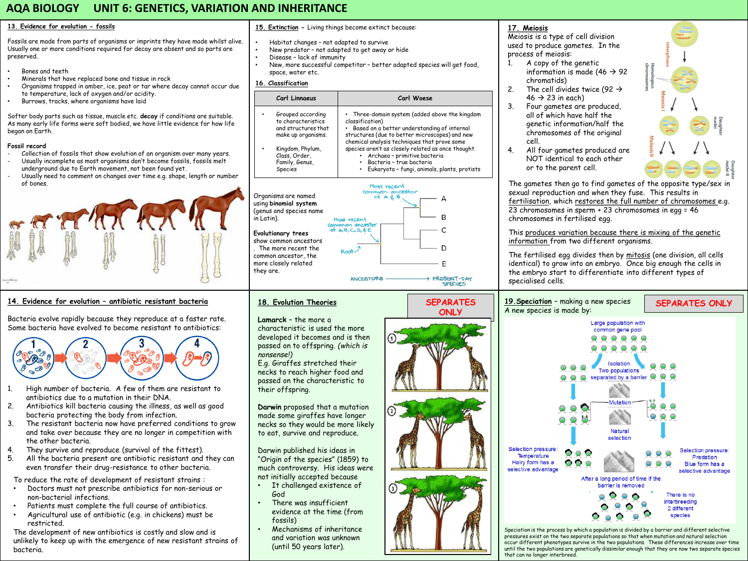# AQA BIOLOGY UNIT 6: GENETICS, VARIATION AND INHERITANCE

## 13. Evidence for evolution - fossils

Fossils are made from parts of organisms or imprints they have made whilst alive. Usually one or more conditions required for decay are absent and so parts are preserved.

- Bones and teeth
- Minerals that have replaced bone and tissue in rock
- Organisms trapped in amber, ice, peat or tar where decay cannot occur due to temperature, lack of oxygen and/or acidity.
- Burrows, tracks, where organisms have laid

Softer body parts such as tissue, muscle etc. **decay** if conditions are suitable. As many early life forms were soft bodied, we have little evidence for how life began on Earth.

**Fossil record**

- Collection of fossils that show evolution of an organism over many years.
- Usually incomplete as most organisms don't become fossils, fossils melt underground due to Earth movement, not been found yet.
- Usually need to comment on changes over time e.g. shape, length or number of bones.

## 14. Evidence for evolution – antibiotic resistant bacteria

Bacteria evolve rapidly because they reproduce at a faster rate. Some bacteria have evolved to become resistant to antibiotics:

1. High number of bacteria. A few of them are resistant to antibiotics due to a mutation in their DNA.
2. Antibiotics kill bacteria causing the illness, as well as good bacteria protecting the body from infection.
3. The resistant bacteria now have preferred conditions to grow and take over because they are no longer in competition with the other bacteria.
4. They survive and reproduce (survival of the fittest).
5. All the bacteria present are antibiotic resistant and they can even transfer their drug-resistance to other bacteria.

To reduce the rate of development of resistant strains :

- Doctors must not prescribe antibiotics for non-serious or non-bacterial infections.
- Patients must complete the full course of antibiotics.
- Agricultural use of antibiotic (e.g. in chickens) must be restricted.

The development of new antibiotics is costly and slow and is unlikely to keep up with the emergence of new resistant strains of bacteria.

## 15. Extinction - Living things become extinct because:

- Habitat changes – not adapted to survive
- New predator – not adapted to get away or hide
- Disease – lack of immunity
- New, more successful competitor – better adapted species will get food, space, water etc.

## 16. Classification

| Carl Linnaeus | Carl Woese |
|---|---|
| • Grouped according to characteristics and structures that make up organisms. • Kingdom, Phylum, Class, Order, Family, Genus, Species | • Three-domain system (added above the kingdom classification) • Based on a better understanding of internal structures (due to better microscopes) and new chemical analysis techniques that prove some species aren't as closely related as once thought. – Archaea – primitive bacteria – Bacteria – true bacteria – Eukaryota – fungi, animals, plants, protists |

Organisms are named using **binomial system** (genus and species name in Latin).

**Evolutionary trees** show common ancestors. The more recent the common ancestor, the more closely related they are.

Most recent common ancestor of A & B

Most recent common ancestor of A, B, C, D, & E

Root

A B C D E

ANCESTORS → PRESENT-DAY SPECIES

## 17. Meiosis

Meiosis is a type of cell division used to produce gametes. In the process of meiosis:

1. A copy of the genetic information is made (46 → 92 chromatids)
2. The cell divides twice (92 → 46 → 23 in each)
3. Four gametes are produced, all of which have half the genetic information/half the chromosomes of the original cell.
4. All four gametes produced are NOT identical to each other or to the parent cell.

Interphase; Homologous chromosomes; Meiosis I; Daughter nuclei; Meiosis II; Daughter nuclei II

The gametes then go to find gametes of the opposite type/sex in sexual reproduction and when they fuse. This results in fertilisation, which restores the full number of chromosomes e.g. 23 chromosomes in sperm + 23 chromosomes in egg = 46 chromosomes in fertilised egg.

This produces variation because there is mixing of the genetic information from two different organisms.

The fertilised egg divides then by mitosis (one division, all cells identical) to grow into an embryo. Once big enough the cells in the embryo start to differentiate into different types of specialised cells.

## 18. Evolution Theories

**SEPARATES ONLY**

**Lamarck** - the more a characteristic is used the more developed it becomes and is then passed on to offspring. *(which is nonsense!)* E.g. Giraffes stretched their necks to reach higher food and passed on the characteristic to their offspring.

**Darwin** proposed that a mutation made some giraffes have longer necks so they would be more likely to eat, survive and reproduce.

Darwin published his ideas in "Origin of the species" (1859) to much controversy. His ideas were not initially accepted because

- It challenged existence of God
- There was insufficient evidence at the time (from fossils)
- Mechanisms of inheritance and variation was unknown (until 50 years later).

## 19. Speciation – making a new species

**SEPARATES ONLY**

A new species is made by:

Large population with common gene pool

Isolation: Two populations separated by a barrier

Mutation

Natural selection

Selection pressure: Temperature. Hairy form has a selective advantage

Selection pressure: Predation. Blue form has a selective advantage

After a long period of time if the barrier is removed

There is no interbreeding: 2 different species

Speciation is the process by which a population is divided by a barrier and different selective pressures exist on the two separate populations so that when mutation and natural selection occur different phenotypes survive in the two populations. These differences increase over time until the two populations are genetically dissimilar enough that they are now two separate species that can no longer interbreed.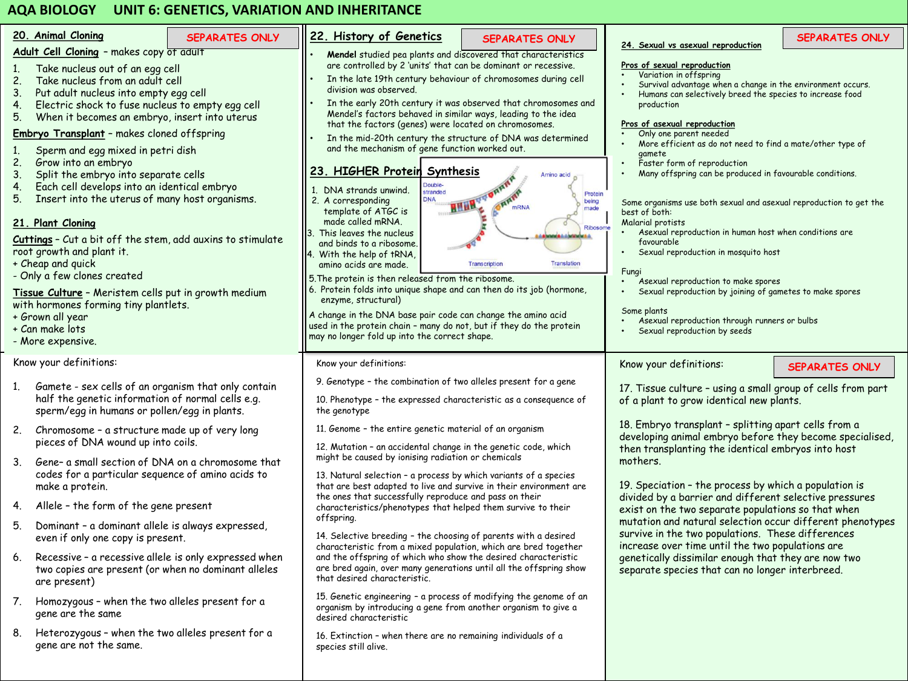# AQA BIOLOGY UNIT 6: GENETICS, VARIATION AND INHERITANCE

## 20. Animal Cloning

SEPARATES ONLY

**Adult Cell Cloning** – makes copy of adult

1. Take nucleus out of an egg cell
2. Take nucleus from an adult cell
3. Put adult nucleus into empty egg cell
4. Electric shock to fuse nucleus to empty egg cell
5. When it becomes an embryo, insert into uterus

**Embryo Transplant** – makes cloned offspring

1. Sperm and egg mixed in petri dish
2. Grow into an embryo
3. Split the embryo into separate cells
4. Each cell develops into an identical embryo
5. Insert into the uterus of many host organisms.

## 21. Plant Cloning

**Cuttings** – Cut a bit off the stem, add auxins to stimulate root growth and plant it.
+ Cheap and quick
- Only a few clones created

**Tissue Culture** – Meristem cells put in growth medium with hormones forming tiny plantlets.
+ Grown all year
+ Can make lots
- More expensive.

## 22. History of Genetics

SEPARATES ONLY

- **Mendel** studied pea plants and discovered that characteristics are controlled by 2 'units' that can be dominant or recessive.
- In the late 19th century behaviour of chromosomes during cell division was observed.
- In the early 20th century it was observed that chromosomes and Mendel's factors behaved in similar ways, leading to the idea that the factors (genes) were located on chromosomes.
- In the mid-20th century the structure of DNA was determined and the mechanism of gene function worked out.

## 23. HIGHER Protein Synthesis

1. DNA strands unwind.
2. A corresponding template of ATGC is made called mRNA.
3. This leaves the nucleus and binds to a ribosome.
4. With the help of tRNA, amino acids are made.
5. The protein is then released from the ribosome.
6. Protein folds into unique shape and can then do its job (hormone, enzyme, structural)

Double-stranded DNA
mRNA
Amino acid
Protein being made
Ribosome
Transcription
Translation

A change in the DNA base pair code can change the amino acid used in the protein chain – many do not, but if they do the protein may no longer fold up into the correct shape.

## 24. Sexual vs asexual reproduction

SEPARATES ONLY

**Pros of sexual reproduction**
- Variation in offspring
- Survival advantage when a change in the environment occurs.
- Humans can selectively breed the species to increase food production

**Pros of asexual reproduction**
- Only one parent needed
- More efficient as do not need to find a mate/other type of gamete
- Faster form of reproduction
- Many offspring can be produced in favourable conditions.

Some organisms use both sexual and asexual reproduction to get the best of both:

Malarial protists
- Asexual reproduction in human host when conditions are favourable
- Sexual reproduction in mosquito host

Fungi
- Asexual reproduction to make spores
- Sexual reproduction by joining of gametes to make spores

Some plants
- Asexual reproduction through runners or bulbs
- Sexual reproduction by seeds

## Know your definitions:

1. Gamete - sex cells of an organism that only contain half the genetic information of normal cells e.g. sperm/egg in humans or pollen/egg in plants.
2. Chromosome – a structure made up of very long pieces of DNA wound up into coils.
3. Gene– a small section of DNA on a chromosome that codes for a particular sequence of amino acids to make a protein.
4. Allele – the form of the gene present
5. Dominant – a dominant allele is always expressed, even if only one copy is present.
6. Recessive – a recessive allele is only expressed when two copies are present (or when no dominant alleles are present)
7. Homozygous – when the two alleles present for a gene are the same
8. Heterozygous – when the two alleles present for a gene are not the same.

## Know your definitions:

9. Genotype – the combination of two alleles present for a gene
10. Phenotype – the expressed characteristic as a consequence of the genotype
11. Genome – the entire genetic material of an organism
12. Mutation – an accidental change in the genetic code, which might be caused by ionising radiation or chemicals
13. Natural selection – a process by which variants of a species that are best adapted to live and survive in their environment are the ones that successfully reproduce and pass on their characteristics/phenotypes that helped them survive to their offspring.
14. Selective breeding – the choosing of parents with a desired characteristic from a mixed population, which are bred together and the offspring of which who show the desired characteristic are bred again, over many generations until all the offspring show that desired characteristic.
15. Genetic engineering – a process of modifying the genome of an organism by introducing a gene from another organism to give a desired characteristic
16. Extinction – when there are no remaining individuals of a species still alive.

## Know your definitions:

SEPARATES ONLY

17. Tissue culture – using a small group of cells from part of a plant to grow identical new plants.

18. Embryo transplant – splitting apart cells from a developing animal embryo before they become specialised, then transplanting the identical embryos into host mothers.

19. Speciation – the process by which a population is divided by a barrier and different selective pressures exist on the two separate populations so that when mutation and natural selection occur different phenotypes survive in the two populations. These differences increase over time until the two populations are genetically dissimilar enough that they are now two separate species that can no longer interbreed.